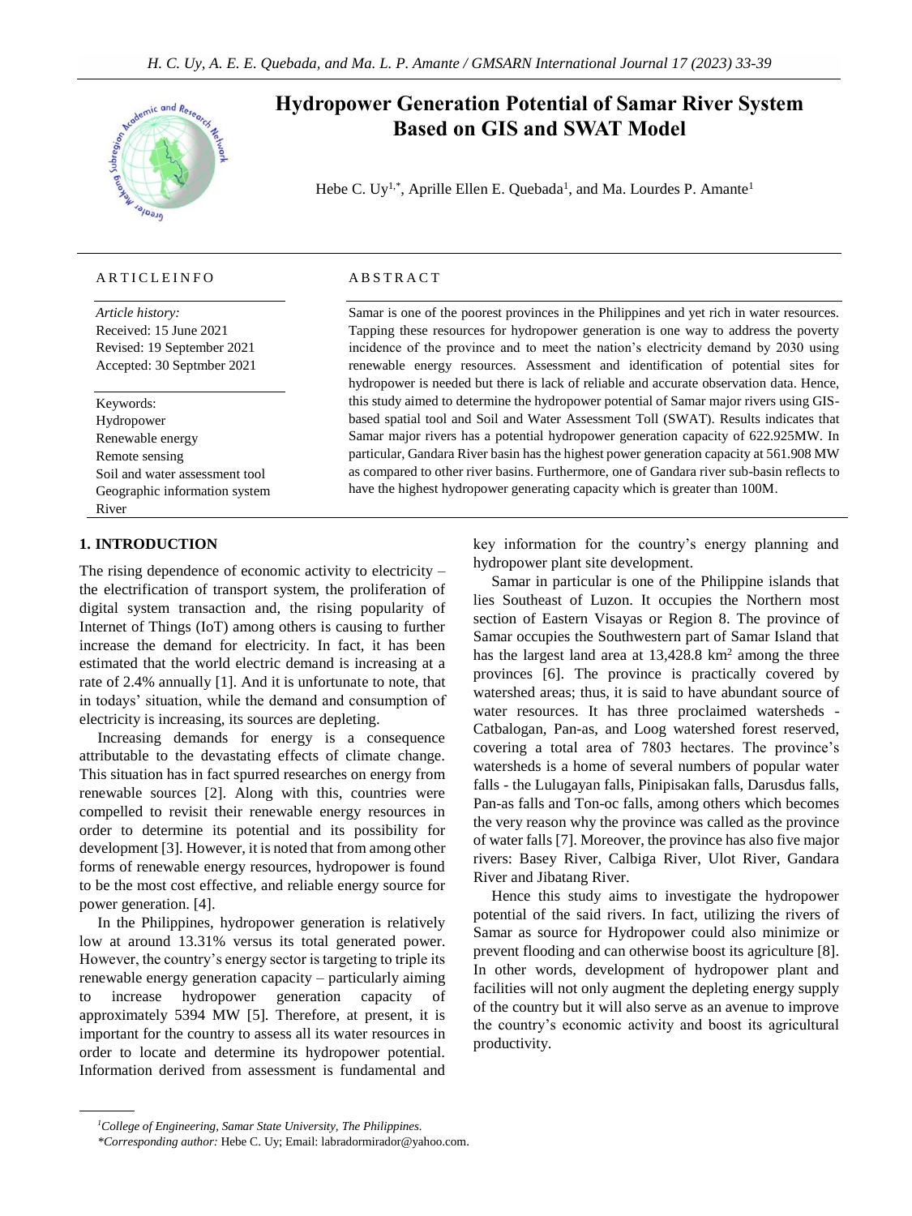# Hydropower Generation Potential of Samar River System Based on GIS and SWAT Model

Hebe C. Uy[1,*], Aprille Ellen E. Quebada[1], and Ma. Lourdes P. Amante[1]

## ARTICLEINFO

*Article history:*
Received: 15 June 2021
Revised: 19 September 2021
Accepted: 30 Septmber 2021

Keywords:
Hydropower
Renewable energy
Remote sensing
Soil and water assessment tool
Geographic information system
River

## ABSTRACT

Samar is one of the poorest provinces in the Philippines and yet rich in water resources. Tapping these resources for hydropower generation is one way to address the poverty incidence of the province and to meet the nation's electricity demand by 2030 using renewable energy resources. Assessment and identification of potential sites for hydropower is needed but there is lack of reliable and accurate observation data. Hence, this study aimed to determine the hydropower potential of Samar major rivers using GIS-based spatial tool and Soil and Water Assessment Toll (SWAT). Results indicates that Samar major rivers has a potential hydropower generation capacity of 622.925MW. In particular, Gandara River basin has the highest power generation capacity at 561.908 MW as compared to other river basins. Furthermore, one of Gandara river sub-basin reflects to have the highest hydropower generating capacity which is greater than 100M.

## 1. INTRODUCTION

The rising dependence of economic activity to electricity – the electrification of transport system, the proliferation of digital system transaction and, the rising popularity of Internet of Things (IoT) among others is causing to further increase the demand for electricity. In fact, it has been estimated that the world electric demand is increasing at a rate of 2.4% annually [1]. And it is unfortunate to note, that in todays' situation, while the demand and consumption of electricity is increasing, its sources are depleting.

Increasing demands for energy is a consequence attributable to the devastating effects of climate change. This situation has in fact spurred researches on energy from renewable sources [2]. Along with this, countries were compelled to revisit their renewable energy resources in order to determine its potential and its possibility for development [3]. However, it is noted that from among other forms of renewable energy resources, hydropower is found to be the most cost effective, and reliable energy source for power generation. [4].

In the Philippines, hydropower generation is relatively low at around 13.31% versus its total generated power. However, the country's energy sector is targeting to triple its renewable energy generation capacity – particularly aiming to increase hydropower generation capacity of approximately 5394 MW [5]. Therefore, at present, it is important for the country to assess all its water resources in order to locate and determine its hydropower potential. Information derived from assessment is fundamental and key information for the country's energy planning and hydropower plant site development.

Samar in particular is one of the Philippine islands that lies Southeast of Luzon. It occupies the Northern most section of Eastern Visayas or Region 8. The province of Samar occupies the Southwestern part of Samar Island that has the largest land area at 13,428.8 km$^2$ among the three provinces [6]. The province is practically covered by watershed areas; thus, it is said to have abundant source of water resources. It has three proclaimed watersheds - Catbalogan, Pan-as, and Loog watershed forest reserved, covering a total area of 7803 hectares. The province's watersheds is a home of several numbers of popular water falls - the Lulugayan falls, Pinipisakan falls, Darusdus falls, Pan-as falls and Ton-oc falls, among others which becomes the very reason why the province was called as the province of water falls [7]. Moreover, the province has also five major rivers: Basey River, Calbiga River, Ulot River, Gandara River and Jibatang River.

Hence this study aims to investigate the hydropower potential of the said rivers. In fact, utilizing the rivers of Samar as source for Hydropower could also minimize or prevent flooding and can otherwise boost its agriculture [8]. In other words, development of hydropower plant and facilities will not only augment the depleting energy supply of the country but it will also serve as an avenue to improve the country's economic activity and boost its agricultural productivity.

[1]*College of Engineering, Samar State University, The Philippines.*
*\*Corresponding author:* Hebe C. Uy; Email: labradormirador@yahoo.com.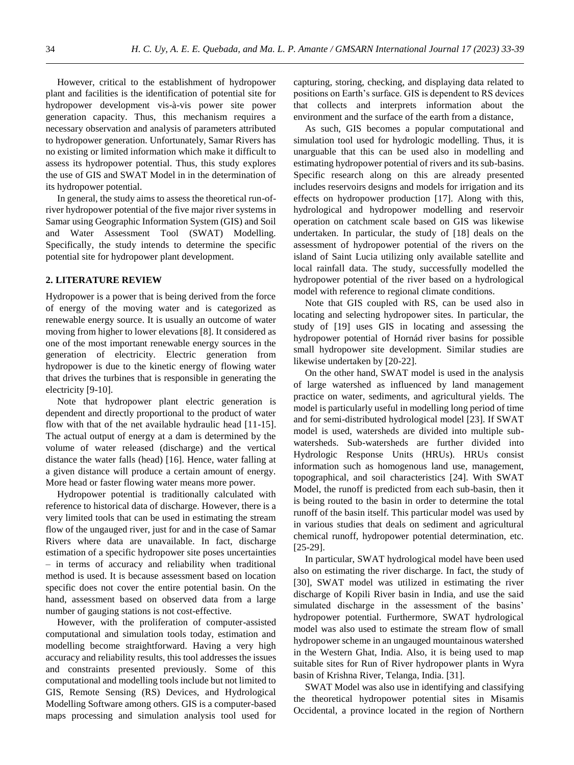However, critical to the establishment of hydropower plant and facilities is the identification of potential site for hydropower development vis-à-vis power site power generation capacity. Thus, this mechanism requires a necessary observation and analysis of parameters attributed to hydropower generation. Unfortunately, Samar Rivers has no existing or limited information which make it difficult to assess its hydropower potential. Thus, this study explores the use of GIS and SWAT Model in in the determination of its hydropower potential.

In general, the study aims to assess the theoretical run-of-river hydropower potential of the five major river systems in Samar using Geographic Information System (GIS) and Soil and Water Assessment Tool (SWAT) Modelling. Specifically, the study intends to determine the specific potential site for hydropower plant development.

## 2. LITERATURE REVIEW

Hydropower is a power that is being derived from the force of energy of the moving water and is categorized as renewable energy source. It is usually an outcome of water moving from higher to lower elevations [8]. It considered as one of the most important renewable energy sources in the generation of electricity. Electric generation from hydropower is due to the kinetic energy of flowing water that drives the turbines that is responsible in generating the electricity [9-10].

Note that hydropower plant electric generation is dependent and directly proportional to the product of water flow with that of the net available hydraulic head [11-15]. The actual output of energy at a dam is determined by the volume of water released (discharge) and the vertical distance the water falls (head) [16]. Hence, water falling at a given distance will produce a certain amount of energy. More head or faster flowing water means more power.

Hydropower potential is traditionally calculated with reference to historical data of discharge. However, there is a very limited tools that can be used in estimating the stream flow of the ungauged river, just for and in the case of Samar Rivers where data are unavailable. In fact, discharge estimation of a specific hydropower site poses uncertainties – in terms of accuracy and reliability when traditional method is used. It is because assessment based on location specific does not cover the entire potential basin. On the hand, assessment based on observed data from a large number of gauging stations is not cost-effective.

However, with the proliferation of computer-assisted computational and simulation tools today, estimation and modelling become straightforward. Having a very high accuracy and reliability results, this tool addresses the issues and constraints presented previously. Some of this computational and modelling tools include but not limited to GIS, Remote Sensing (RS) Devices, and Hydrological Modelling Software among others. GIS is a computer-based maps processing and simulation analysis tool used for capturing, storing, checking, and displaying data related to positions on Earth's surface. GIS is dependent to RS devices that collects and interprets information about the environment and the surface of the earth from a distance,

As such, GIS becomes a popular computational and simulation tool used for hydrologic modelling. Thus, it is unarguable that this can be used also in modelling and estimating hydropower potential of rivers and its sub-basins. Specific research along on this are already presented includes reservoirs designs and models for irrigation and its effects on hydropower production [17]. Along with this, hydrological and hydropower modelling and reservoir operation on catchment scale based on GIS was likewise undertaken. In particular, the study of [18] deals on the assessment of hydropower potential of the rivers on the island of Saint Lucia utilizing only available satellite and local rainfall data. The study, successfully modelled the hydropower potential of the river based on a hydrological model with reference to regional climate conditions.

Note that GIS coupled with RS, can be used also in locating and selecting hydropower sites. In particular, the study of [19] uses GIS in locating and assessing the hydropower potential of Hornád river basins for possible small hydropower site development. Similar studies are likewise undertaken by [20-22].

On the other hand, SWAT model is used in the analysis of large watershed as influenced by land management practice on water, sediments, and agricultural yields. The model is particularly useful in modelling long period of time and for semi-distributed hydrological model [23]. If SWAT model is used, watersheds are divided into multiple sub-watersheds. Sub-watersheds are further divided into Hydrologic Response Units (HRUs). HRUs consist information such as homogenous land use, management, topographical, and soil characteristics [24]. With SWAT Model, the runoff is predicted from each sub-basin, then it is being routed to the basin in order to determine the total runoff of the basin itself. This particular model was used by in various studies that deals on sediment and agricultural chemical runoff, hydropower potential determination, etc. [25-29].

In particular, SWAT hydrological model have been used also on estimating the river discharge. In fact, the study of [30], SWAT model was utilized in estimating the river discharge of Kopili River basin in India, and use the said simulated discharge in the assessment of the basins' hydropower potential. Furthermore, SWAT hydrological model was also used to estimate the stream flow of small hydropower scheme in an ungauged mountainous watershed in the Western Ghat, India. Also, it is being used to map suitable sites for Run of River hydropower plants in Wyra basin of Krishna River, Telanga, India. [31].

SWAT Model was also use in identifying and classifying the theoretical hydropower potential sites in Misamis Occidental, a province located in the region of Northern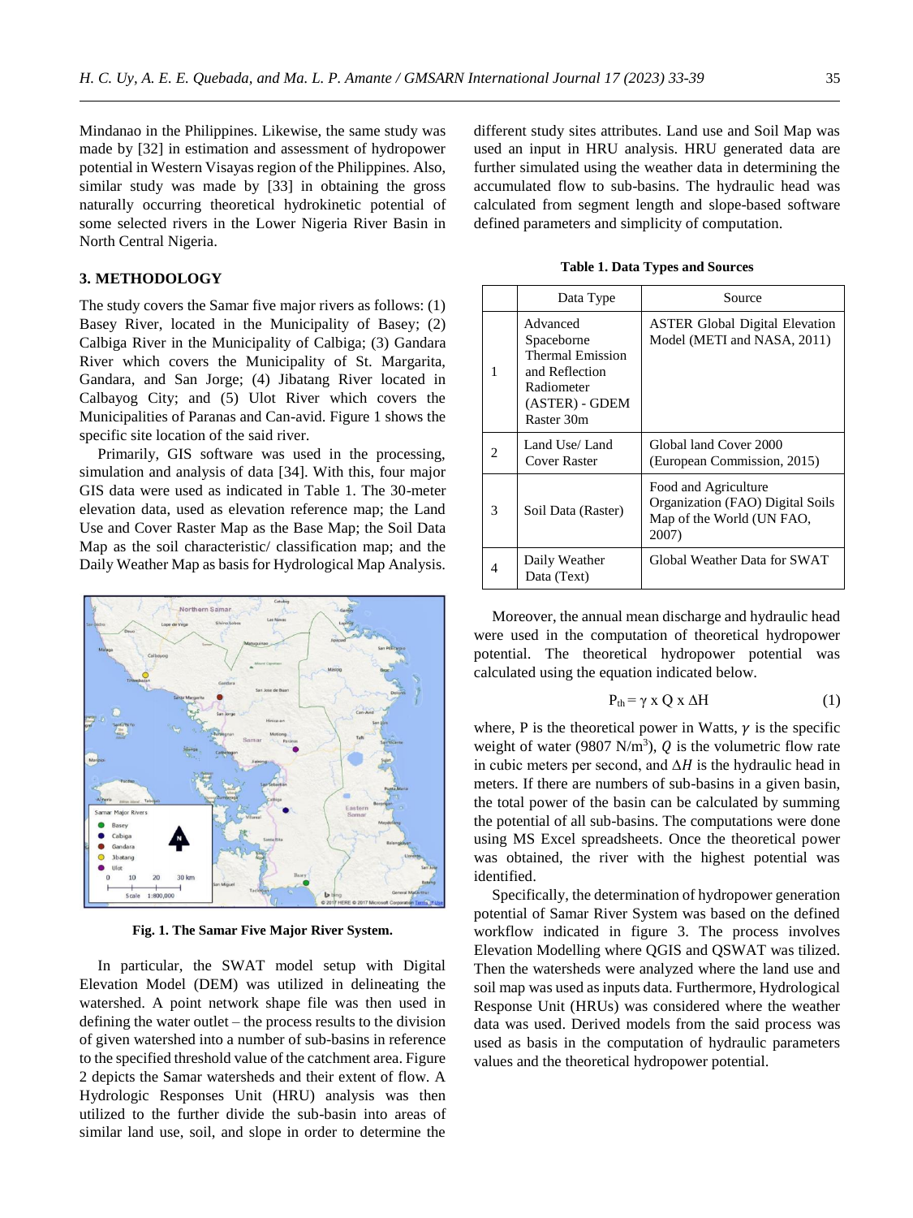Mindanao in the Philippines. Likewise, the same study was made by [32] in estimation and assessment of hydropower potential in Western Visayas region of the Philippines. Also, similar study was made by [33] in obtaining the gross naturally occurring theoretical hydrokinetic potential of some selected rivers in the Lower Nigeria River Basin in North Central Nigeria.

## 3. METHODOLOGY

The study covers the Samar five major rivers as follows: (1) Basey River, located in the Municipality of Basey; (2) Calbiga River in the Municipality of Calbiga; (3) Gandara River which covers the Municipality of St. Margarita, Gandara, and San Jorge; (4) Jibatang River located in Calbayog City; and (5) Ulot River which covers the Municipalities of Paranas and Can-avid. Figure 1 shows the specific site location of the said river.

Primarily, GIS software was used in the processing, simulation and analysis of data [34]. With this, four major GIS data were used as indicated in Table 1. The 30-meter elevation data, used as elevation reference map; the Land Use and Cover Raster Map as the Base Map; the Soil Data Map as the soil characteristic/ classification map; and the Daily Weather Map as basis for Hydrological Map Analysis.

**Fig. 1. The Samar Five Major River System.**

In particular, the SWAT model setup with Digital Elevation Model (DEM) was utilized in delineating the watershed. A point network shape file was then used in defining the water outlet – the process results to the division of given watershed into a number of sub-basins in reference to the specified threshold value of the catchment area. Figure 2 depicts the Samar watersheds and their extent of flow. A Hydrologic Responses Unit (HRU) analysis was then utilized to the further divide the sub-basin into areas of similar land use, soil, and slope in order to determine the different study sites attributes. Land use and Soil Map was used an input in HRU analysis. HRU generated data are further simulated using the weather data in determining the accumulated flow to sub-basins. The hydraulic head was calculated from segment length and slope-based software defined parameters and simplicity of computation.

**Table 1. Data Types and Sources**

| | Data Type | Source |
|---|---|---|
| 1 | Advanced Spaceborne Thermal Emission and Reflection Radiometer (ASTER) - GDEM Raster 30m | ASTER Global Digital Elevation Model (METI and NASA, 2011) |
| 2 | Land Use/ Land Cover Raster | Global land Cover 2000 (European Commission, 2015) |
| 3 | Soil Data (Raster) | Food and Agriculture Organization (FAO) Digital Soils Map of the World (UN FAO, 2007) |
| 4 | Daily Weather Data (Text) | Global Weather Data for SWAT |

Moreover, the annual mean discharge and hydraulic head were used in the computation of theoretical hydropower potential. The theoretical hydropower potential was calculated using the equation indicated below.

$$P_{th} = \gamma \times Q \times \Delta H \quad (1)$$

where, P is the theoretical power in Watts, $\gamma$ is the specific weight of water (9807 N/m$^3$), $Q$ is the volumetric flow rate in cubic meters per second, and $\Delta H$ is the hydraulic head in meters. If there are numbers of sub-basins in a given basin, the total power of the basin can be calculated by summing the potential of all sub-basins. The computations were done using MS Excel spreadsheets. Once the theoretical power was obtained, the river with the highest potential was identified.

Specifically, the determination of hydropower generation potential of Samar River System was based on the defined workflow indicated in figure 3. The process involves Elevation Modelling where QGIS and QSWAT was tilized. Then the watersheds were analyzed where the land use and soil map was used as inputs data. Furthermore, Hydrological Response Unit (HRUs) was considered where the weather data was used. Derived models from the said process was used as basis in the computation of hydraulic parameters values and the theoretical hydropower potential.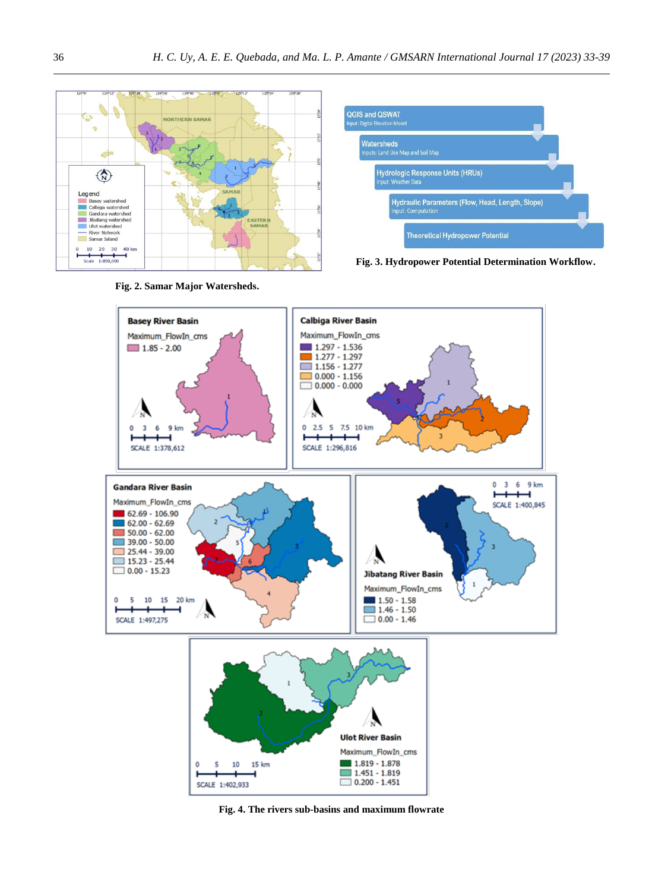Fig. 2. Samar Major Watersheds.

Fig. 3. Hydropower Potential Determination Workflow.

Fig. 4. The rivers sub-basins and maximum flowrate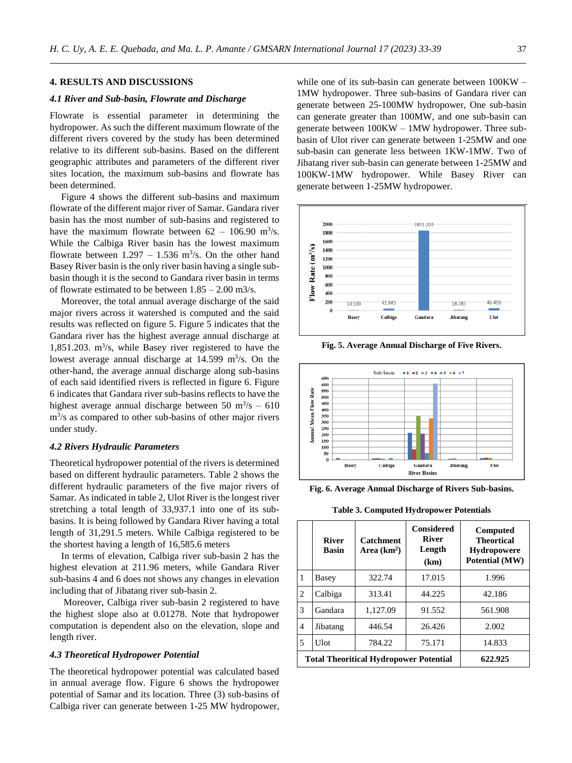## 4. RESULTS AND DISCUSSIONS

### *4.1 River and Sub-basin, Flowrate and Discharge*

Flowrate is essential parameter in determining the hydropower. As such the different maximum flowrate of the different rivers covered by the study has been determined relative to its different sub-basins. Based on the different geographic attributes and parameters of the different river sites location, the maximum sub-basins and flowrate has been determined.

Figure 4 shows the different sub-basins and maximum flowrate of the different major river of Samar. Gandara river basin has the most number of sub-basins and registered to have the maximum flowrate between 62 – 106.90 $m^3/s$. While the Calbiga River basin has the lowest maximum flowrate between 1.297 – 1.536 $m^3/s$. On the other hand Basey River basin is the only river basin having a single sub-basin though it is the second to Gandara river basin in terms of flowrate estimated to be between 1.85 – 2.00 m3/s.

Moreover, the total annual average discharge of the said major rivers across it watershed is computed and the said results was reflected on figure 5. Figure 5 indicates that the Gandara river has the highest average annual discharge at 1,851.203. $m^3/s$, while Basey river registered to have the lowest average annual discharge at 14.599 $m^3/s$. On the other-hand, the average annual discharge along sub-basins of each said identified rivers is reflected in figure 6. Figure 6 indicates that Gandara river sub-basins reflects to have the highest average annual discharge between 50 $m^3/s$ – 610 $m^3/s$ as compared to other sub-basins of other major rivers under study.

### *4.2 Rivers Hydraulic Parameters*

Theoretical hydropower potential of the rivers is determined based on different hydraulic parameters. Table 2 shows the different hydraulic parameters of the five major rivers of Samar. As indicated in table 2, Ulot River is the longest river stretching a total length of 33,937.1 into one of its sub-basins. It is being followed by Gandara River having a total length of 31,291.5 meters. While Calbiga registered to be the shortest having a length of 16,585.6 meters

In terms of elevation, Calbiga river sub-basin 2 has the highest elevation at 211.96 meters, while Gandara River sub-basins 4 and 6 does not shows any changes in elevation including that of Jibatang river sub-basin 2.

Moreover, Calbiga river sub-basin 2 registered to have the highest slope also at 0.01278. Note that hydropower computation is dependent also on the elevation, slope and length river.

### *4.3 Theoretical Hydropower Potential*

The theoretical hydropower potential was calculated based in annual average flow. Figure 6 shows the hydropower potential of Samar and its location. Three (3) sub-basins of Calbiga river can generate between 1-25 MW hydropower, while one of its sub-basin can generate between 100KW – 1MW hydropower. Three sub-basins of Gandara river can generate between 25-100MW hydropower, One sub-basin can generate greater than 100MW, and one sub-basin can generate between 100KW – 1MW hydropower. Three sub-basin of Ulot river can generate between 1-25MW and one sub-basin can generate less between 1KW-1MW. Two of Jibatang river sub-basin can generate between 1-25MW and 100KW-1MW hydropower. While Basey River can generate between 1-25MW hydropower.

**Fig. 5. Average Annual Discharge of Five Rivers.**

**Fig. 6. Average Annual Discharge of Rivers Sub-basins.**

**Table 3. Computed Hydropower Potentials**

| | River Basin | Catchment Area ($km^2$) | Considered River Length (km) | Computed Theortical Hydropowere Potential (MW) |
|---|---|---|---|---|
| 1 | Basey | 322.74 | 17.015 | 1.996 |
| 2 | Calbiga | 313.41 | 44.225 | 42.186 |
| 3 | Gandara | 1,127.09 | 91.552 | 561.908 |
| 4 | Jibatang | 446.54 | 26.426 | 2.002 |
| 5 | Ulot | 784.22 | 75.171 | 14.833 |
| **Total Theoritical Hydropower Potential** | | | | **622.925** |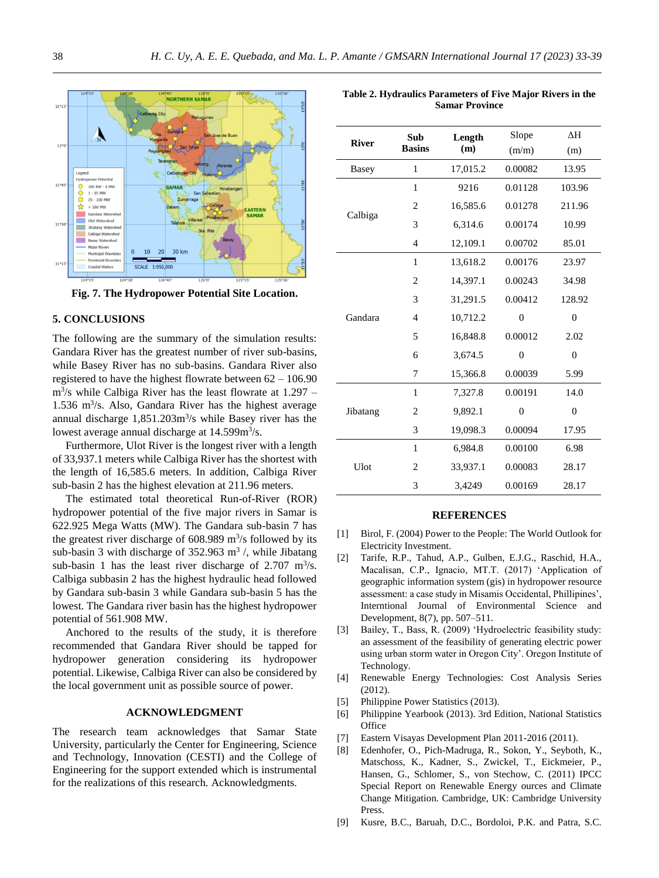Fig. 7. The Hydropower Potential Site Location.

## 5. CONCLUSIONS

The following are the summary of the simulation results: Gandara River has the greatest number of river sub-basins, while Basey River has no sub-basins. Gandara River also registered to have the highest flowrate between 62 – 106.90 $m^3/s$ while Calbiga River has the least flowrate at 1.297 – 1.536 $m^3/s$. Also, Gandara River has the highest average annual discharge 1,851.203$m^3/s$ while Basey river has the lowest average annual discharge at 14.599$m^3/s$.

Furthermore, Ulot River is the longest river with a length of 33,937.1 meters while Calbiga River has the shortest with the length of 16,585.6 meters. In addition, Calbiga River sub-basin 2 has the highest elevation at 211.96 meters.

The estimated total theoretical Run-of-River (ROR) hydropower potential of the five major rivers in Samar is 622.925 Mega Watts (MW). The Gandara sub-basin 7 has the greatest river discharge of 608.989 $m^3/s$ followed by its sub-basin 3 with discharge of 352.963 $m^3$ /, while Jibatang sub-basin 1 has the least river discharge of 2.707 $m^3/s$. Calbiga subbasin 2 has the highest hydraulic head followed by Gandara sub-basin 3 while Gandara sub-basin 5 has the lowest. The Gandara river basin has the highest hydropower potential of 561.908 MW.

Anchored to the results of the study, it is therefore recommended that Gandara River should be tapped for hydropower generation considering its hydropower potential. Likewise, Calbiga River can also be considered by the local government unit as possible source of power.

## ACKNOWLEDGMENT

The research team acknowledges that Samar State University, particularly the Center for Engineering, Science and Technology, Innovation (CESTI) and the College of Engineering for the support extended which is instrumental for the realizations of this research. Acknowledgments.

**Table 2. Hydraulics Parameters of Five Major Rivers in the Samar Province**

| River | Sub Basins | Length (m) | Slope (m/m) | ΔH (m) |
|---|---|---|---|---|
| Basey | 1 | 17,015.2 | 0.00082 | 13.95 |
| Calbiga | 1 | 9216 | 0.01128 | 103.96 |
| | 2 | 16,585.6 | 0.01278 | 211.96 |
| | 3 | 6,314.6 | 0.00174 | 10.99 |
| | 4 | 12,109.1 | 0.00702 | 85.01 |
| Gandara | 1 | 13,618.2 | 0.00176 | 23.97 |
| | 2 | 14,397.1 | 0.00243 | 34.98 |
| | 3 | 31,291.5 | 0.00412 | 128.92 |
| | 4 | 10,712.2 | 0 | 0 |
| | 5 | 16,848.8 | 0.00012 | 2.02 |
| | 6 | 3,674.5 | 0 | 0 |
| | 7 | 15,366.8 | 0.00039 | 5.99 |
| Jibatang | 1 | 7,327.8 | 0.00191 | 14.0 |
| | 2 | 9,892.1 | 0 | 0 |
| | 3 | 19,098.3 | 0.00094 | 17.95 |
| Ulot | 1 | 6,984.8 | 0.00100 | 6.98 |
| | 2 | 33,937.1 | 0.00083 | 28.17 |
| | 3 | 3,4249 | 0.00169 | 28.17 |

## REFERENCES

[1] Birol, F. (2004) Power to the People: The World Outlook for Electricity Investment.

[2] Tarife, R.P., Tahud, A.P., Gulben, E.J.G., Raschid, H.A., Macalisan, C.P., Ignacio, MT.T. (2017) 'Application of geographic information system (gis) in hydropower resource assessment: a case study in Misamis Occidental, Phillipines', Interntional Journal of Environmental Science and Development, 8(7), pp. 507–511.

[3] Bailey, T., Bass, R. (2009) 'Hydroelectric feasibility study: an assessment of the feasibility of generating electric power using urban storm water in Oregon City'. Oregon Institute of Technology.

[4] Renewable Energy Technologies: Cost Analysis Series (2012).

[5] Philippine Power Statistics (2013).

[6] Philippine Yearbook (2013). 3rd Edition, National Statistics Office

[7] Eastern Visayas Development Plan 2011-2016 (2011).

[8] Edenhofer, O., Pich-Madruga, R., Sokon, Y., Seyboth, K., Matschoss, K., Kadner, S., Zwickel, T., Eickmeier, P., Hansen, G., Schlomer, S., von Stechow, C. (2011) IPCC Special Report on Renewable Energy ources and Climate Change Mitigation. Cambridge, UK: Cambridge University Press.

[9] Kusre, B.C., Baruah, D.C., Bordoloi, P.K. and Patra, S.C.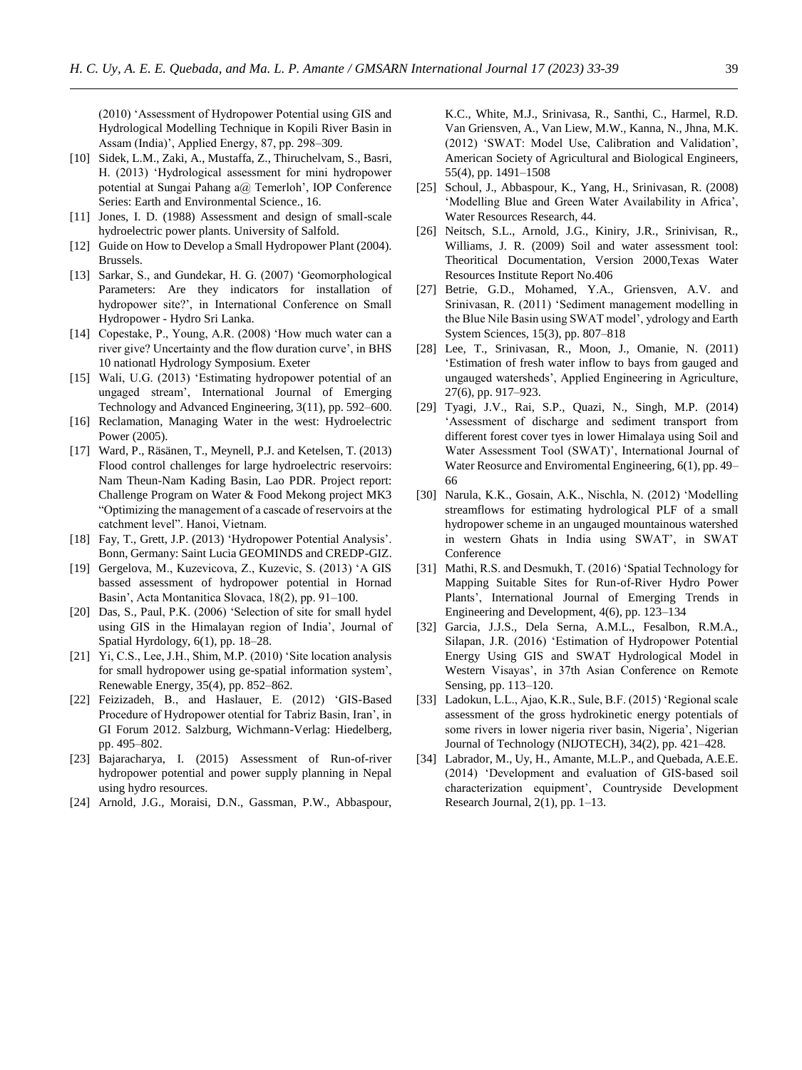(2010) 'Assessment of Hydropower Potential using GIS and Hydrological Modelling Technique in Kopili River Basin in Assam (India)', Applied Energy, 87, pp. 298–309.

[10] Sidek, L.M., Zaki, A., Mustaffa, Z., Thiruchelvam, S., Basri, H. (2013) 'Hydrological assessment for mini hydropower potential at Sungai Pahang a@ Temerloh', IOP Conference Series: Earth and Environmental Science., 16.

[11] Jones, I. D. (1988) Assessment and design of small-scale hydroelectric power plants. University of Salfold.

[12] Guide on How to Develop a Small Hydropower Plant (2004). Brussels.

[13] Sarkar, S., and Gundekar, H. G. (2007) 'Geomorphological Parameters: Are they indicators for installation of hydropower site?', in International Conference on Small Hydropower - Hydro Sri Lanka.

[14] Copestake, P., Young, A.R. (2008) 'How much water can a river give? Uncertainty and the flow duration curve', in BHS 10 nationatl Hydrology Symposium. Exeter

[15] Wali, U.G. (2013) 'Estimating hydropower potential of an ungaged stream', International Journal of Emerging Technology and Advanced Engineering, 3(11), pp. 592–600.

[16] Reclamation, Managing Water in the west: Hydroelectric Power (2005).

[17] Ward, P., Räsänen, T., Meynell, P.J. and Ketelsen, T. (2013) Flood control challenges for large hydroelectric reservoirs: Nam Theun-Nam Kading Basin, Lao PDR. Project report: Challenge Program on Water & Food Mekong project MK3 "Optimizing the management of a cascade of reservoirs at the catchment level". Hanoi, Vietnam.

[18] Fay, T., Grett, J.P. (2013) 'Hydropower Potential Analysis'. Bonn, Germany: Saint Lucia GEOMINDS and CREDP-GIZ.

[19] Gergelova, M., Kuzevicova, Z., Kuzevic, S. (2013) 'A GIS bassed assessment of hydropower potential in Hornad Basin', Acta Montanitica Slovaca, 18(2), pp. 91–100.

[20] Das, S., Paul, P.K. (2006) 'Selection of site for small hydel using GIS in the Himalayan region of India', Journal of Spatial Hyrdology, 6(1), pp. 18–28.

[21] Yi, C.S., Lee, J.H., Shim, M.P. (2010) 'Site location analysis for small hydropower using ge-spatial information system', Renewable Energy, 35(4), pp. 852–862.

[22] Feizizadeh, B., and Haslauer, E. (2012) 'GIS-Based Procedure of Hydropower otential for Tabriz Basin, Iran', in GI Forum 2012. Salzburg, Wichmann-Verlag: Hiedelberg, pp. 495–802.

[23] Bajaracharya, I. (2015) Assessment of Run-of-river hydropower potential and power supply planning in Nepal using hydro resources.

[24] Arnold, J.G., Moraisi, D.N., Gassman, P.W., Abbaspour, K.C., White, M.J., Srinivasa, R., Santhi, C., Harmel, R.D. Van Griensven, A., Van Liew, M.W., Kanna, N., Jhna, M.K. (2012) 'SWAT: Model Use, Calibration and Validation', American Society of Agricultural and Biological Engineers, 55(4), pp. 1491–1508

[25] Schoul, J., Abbaspour, K., Yang, H., Srinivasan, R. (2008) 'Modelling Blue and Green Water Availability in Africa', Water Resources Research, 44.

[26] Neitsch, S.L., Arnold, J.G., Kiniry, J.R., Srinivisan, R., Williams, J. R. (2009) Soil and water assessment tool: Theoritical Documentation, Version 2000,Texas Water Resources Institute Report No.406

[27] Betrie, G.D., Mohamed, Y.A., Griensven, A.V. and Srinivasan, R. (2011) 'Sediment management modelling in the Blue Nile Basin using SWAT model', ydrology and Earth System Sciences, 15(3), pp. 807–818

[28] Lee, T., Srinivasan, R., Moon, J., Omanie, N. (2011) 'Estimation of fresh water inflow to bays from gauged and ungauged watersheds', Applied Engineering in Agriculture, 27(6), pp. 917–923.

[29] Tyagi, J.V., Rai, S.P., Quazi, N., Singh, M.P. (2014) 'Assessment of discharge and sediment transport from different forest cover tyes in lower Himalaya using Soil and Water Assessment Tool (SWAT)', International Journal of Water Reosurce and Enviromental Engineering, 6(1), pp. 49–66

[30] Narula, K.K., Gosain, A.K., Nischla, N. (2012) 'Modelling streamflows for estimating hydrological PLF of a small hydropower scheme in an ungauged mountainous watershed in western Ghats in India using SWAT', in SWAT Conference

[31] Mathi, R.S. and Desmukh, T. (2016) 'Spatial Technology for Mapping Suitable Sites for Run-of-River Hydro Power Plants', International Journal of Emerging Trends in Engineering and Development, 4(6), pp. 123–134

[32] Garcia, J.J.S., Dela Serna, A.M.L., Fesalbon, R.M.A., Silapan, J.R. (2016) 'Estimation of Hydropower Potential Energy Using GIS and SWAT Hydrological Model in Western Visayas', in 37th Asian Conference on Remote Sensing, pp. 113–120.

[33] Ladokun, L.L., Ajao, K.R., Sule, B.F. (2015) 'Regional scale assessment of the gross hydrokinetic energy potentials of some rivers in lower nigeria river basin, Nigeria', Nigerian Journal of Technology (NIJOTECH), 34(2), pp. 421–428.

[34] Labrador, M., Uy, H., Amante, M.L.P., and Quebada, A.E.E. (2014) 'Development and evaluation of GIS-based soil characterization equipment', Countryside Development Research Journal, 2(1), pp. 1–13.